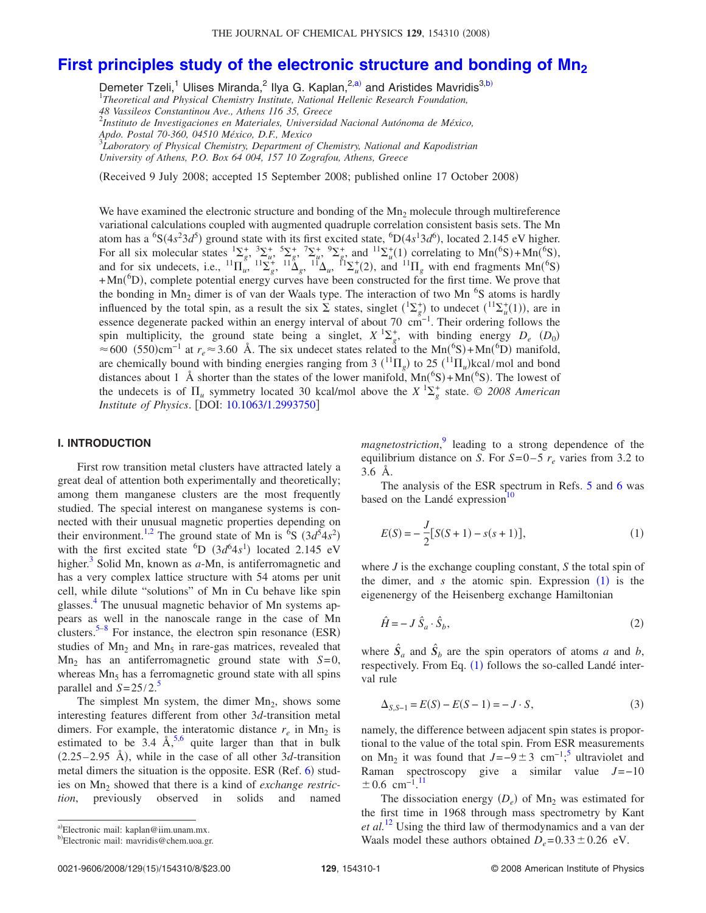# First principles study of the electronic structure and bonding of $Mn_2$

Demeter Tzeli,[1] Ulises Miranda,[2] Ilya G. Kaplan,[2,a)] and Aristides Mavridis[3,b)]

[1]*Theoretical and Physical Chemistry Institute, National Hellenic Research Foundation, 48 Vassileos Constantinou Ave., Athens 116 35, Greece*
[2]*Instituto de Investigaciones en Materiales, Universidad Nacional Autónoma de México, Apdo. Postal 70-360, 04510 México, D.F., Mexico*
[3]*Laboratory of Physical Chemistry, Department of Chemistry, National and Kapodistrian University of Athens, P.O. Box 64 004, 157 10 Zografou, Athens, Greece*

(Received 9 July 2008; accepted 15 September 2008; published online 17 October 2008)

We have examined the electronic structure and bonding of the $Mn_2$ molecule through multireference variational calculations coupled with augmented quadruple correlation consistent basis sets. The Mn atom has a $^6S(4s^2 3d^5)$ ground state with its first excited state, $^6D(4s^1 3d^6)$, located 2.145 eV higher. For all six molecular states $^1\Sigma_g^+$, $^3\Sigma_u^+$, $^5\Sigma_g^+$, $^7\Sigma_u^+$, $^9\Sigma_g^+$, and $^{11}\Sigma_u^+(1)$ correlating to Mn($^6$S)+Mn($^6$S), and for six undecets, i.e., $^{11}\Pi_u$, $^{11}\Sigma_g^+$, $^{11}\Delta_g$, $^{11}\Delta_u$, $^{11}\Sigma_u^+(2)$, and $^{11}\Pi_g$ with end fragments Mn($^6$S)+Mn($^6$D), complete potential energy curves have been constructed for the first time. We prove that the bonding in $Mn_2$ dimer is of van der Waals type. The interaction of two Mn $^6$S atoms is hardly influenced by the total spin, as a result the six $\Sigma$ states, singlet ($^1\Sigma_g^+$) to undecet ($^{11}\Sigma_u^+(1)$), are in essence degenerate packed within an energy interval of about 70 cm$^{-1}$. Their ordering follows the spin multiplicity, the ground state being a singlet, $X\,^1\Sigma_g^+$, with binding energy $D_e$ ($D_0$) $\approx 600$ (550)cm$^{-1}$ at $r_e \approx 3.60$ Å. The six undecet states related to the Mn($^6$S)+Mn($^6$D) manifold, are chemically bound with binding energies ranging from 3 ($^{11}\Pi_g$) to 25 ($^{11}\Pi_u$)kcal/mol and bond distances about 1 Å shorter than the states of the lower manifold, Mn($^6$S)+Mn($^6$S). The lowest of the undecets is of $\Pi_u$ symmetry located 30 kcal/mol above the $X\,^1\Sigma_g^+$ state. © *2008 American Institute of Physics*. [DOI: 10.1063/1.2993750]

## I. INTRODUCTION

First row transition metal clusters have attracted lately a great deal of attention both experimentally and theoretically; among them manganese clusters are the most frequently studied. The special interest on manganese systems is connected with their unusual magnetic properties depending on their environment.[1,2] The ground state of Mn is $^6S$ $(3d^5 4s^2)$ with the first excited state $^6D$ $(3d^6 4s^1)$ located 2.145 eV higher.[3] Solid Mn, known as $\alpha$-Mn, is antiferromagnetic and has a very complex lattice structure with 54 atoms per unit cell, while dilute "solutions" of Mn in Cu behave like spin glasses.[4] The unusual magnetic behavior of Mn systems appears as well in the nanoscale range in the case of Mn clusters.[5–8] For instance, the electron spin resonance (ESR) studies of $Mn_2$ and $Mn_5$ in rare-gas matrices, revealed that $Mn_2$ has an antiferromagnetic ground state with $S=0$, whereas $Mn_5$ has a ferromagnetic ground state with all spins parallel and $S=25/2$.[5]

The simplest Mn system, the dimer $Mn_2$, shows some interesting features different from other 3*d*-transition metal dimers. For example, the interatomic distance $r_e$ in $Mn_2$ is estimated to be 3.4 Å,[5,6] quite larger than that in bulk (2.25–2.95 Å), while in the case of all other 3*d*-transition metal dimers the situation is the opposite. ESR (Ref. 6) studies on $Mn_2$ showed that there is a kind of *exchange restriction*, previously observed in solids and named *magnetostriction*,[9] leading to a strong dependence of the equilibrium distance on $S$. For $S=0-5$ $r_e$ varies from 3.2 to 3.6 Å.

The analysis of the ESR spectrum in Refs. 5 and 6 was based on the Landé expression[10]

$$E(S) = -\frac{J}{2}[S(S+1) - s(s+1)], \tag{1}$$

where $J$ is the exchange coupling constant, $S$ the total spin of the dimer, and $s$ the atomic spin. Expression (1) is the eigenenergy of the Heisenberg exchange Hamiltonian

$$\hat{H} = -J\,\hat{S}_a \cdot \hat{S}_b, \tag{2}$$

where $\hat{S}_a$ and $\hat{S}_b$ are the spin operators of atoms $a$ and $b$, respectively. From Eq. (1) follows the so-called Landé interval rule

$$\Delta_{S,S-1} = E(S) - E(S-1) = -J \cdot S, \tag{3}$$

namely, the difference between adjacent spin states is proportional to the value of the total spin. From ESR measurements on $Mn_2$ it was found that $J=-9\pm 3$ cm$^{-1}$;[5] ultraviolet and Raman spectroscopy give a similar value $J=-10 \pm 0.6$ cm$^{-1}$.[11]

The dissociation energy ($D_e$) of $Mn_2$ was estimated for the first time in 1968 through mass spectrometry by Kant *et al.*[12] Using the third law of thermodynamics and a van der Waals model these authors obtained $D_e = 0.33 \pm 0.26$ eV.

---

a)Electronic mail: kaplan@iim.unam.mx.
b)Electronic mail: mavridis@chem.uoa.gr.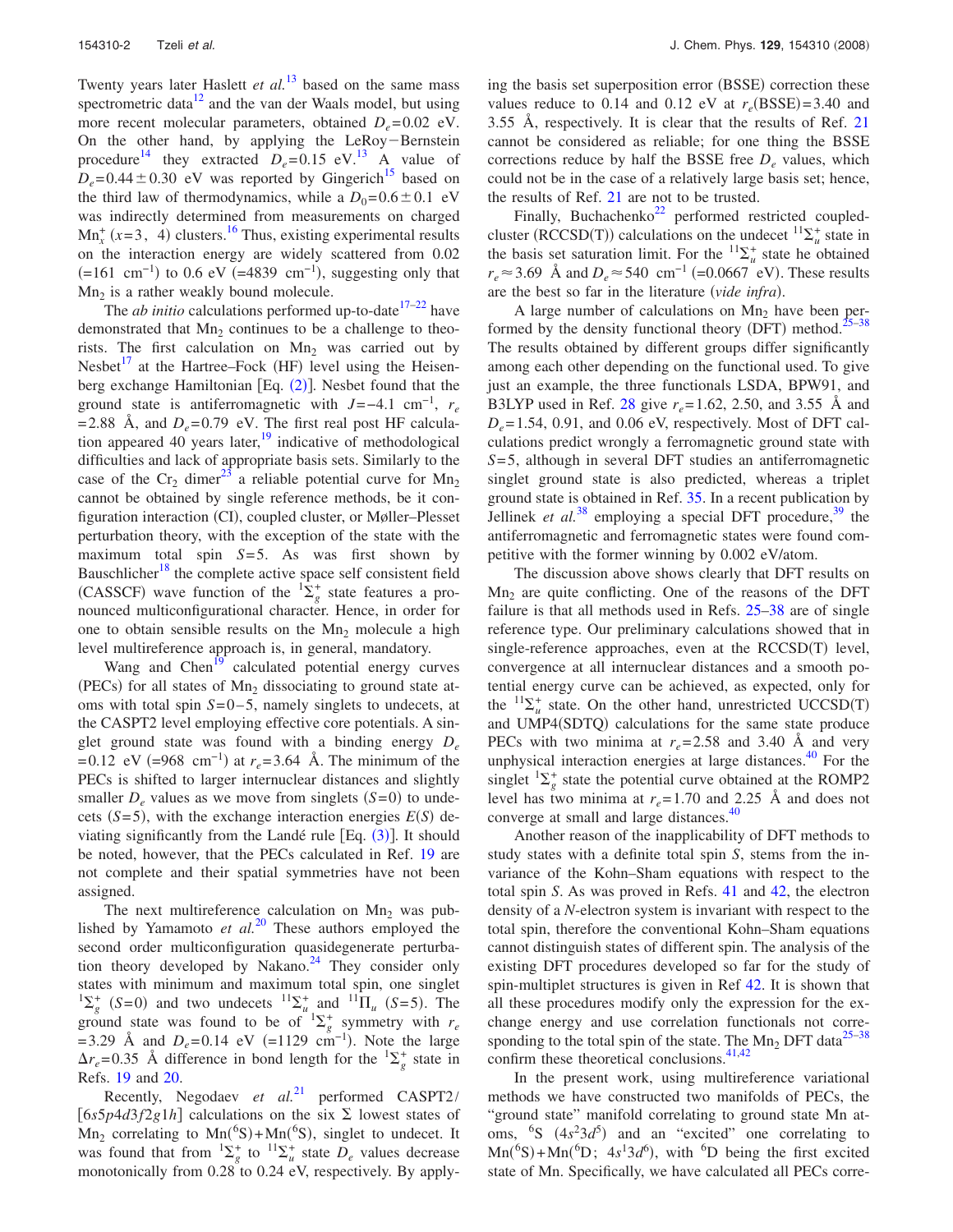Twenty years later Haslett *et al.*[13] based on the same mass spectrometric data[12] and the van der Waals model, but using more recent molecular parameters, obtained $D_e$=0.02 eV. On the other hand, by applying the LeRoy−Bernstein procedure[14] they extracted $D_e$=0.15 eV.[13] A value of $D_e$=0.44±0.30 eV was reported by Gingerich[15] based on the third law of thermodynamics, while a $D_0$=0.6±0.1 eV was indirectly determined from measurements on charged $Mn_x^+$ ($x$=3, 4) clusters.[16] Thus, existing experimental results on the interaction energy are widely scattered from 0.02 (=161 cm$^{-1}$) to 0.6 eV (=4839 cm$^{-1}$), suggesting only that $Mn_2$ is a rather weakly bound molecule.

The *ab initio* calculations performed up-to-date[17–22] have demonstrated that $Mn_2$ continues to be a challenge to theorists. The first calculation on $Mn_2$ was carried out by Nesbet[17] at the Hartree–Fock (HF) level using the Heisenberg exchange Hamiltonian [Eq. (2)]. Nesbet found that the ground state is antiferromagnetic with $J$=−4.1 cm$^{-1}$, $r_e$=2.88 Å, and $D_e$=0.79 eV. The first real post HF calculation appeared 40 years later,[19] indicative of methodological difficulties and lack of appropriate basis sets. Similarly to the case of the $Cr_2$ dimer[23] a reliable potential curve for $Mn_2$ cannot be obtained by single reference methods, be it configuration interaction (CI), coupled cluster, or Møller–Plesset perturbation theory, with the exception of the state with the maximum total spin $S$=5. As was first shown by Bauschlicher[18] the complete active space self consistent field (CASSCF) wave function of the $^1\Sigma_g^+$ state features a pronounced multiconfigurational character. Hence, in order for one to obtain sensible results on the $Mn_2$ molecule a high level multireference approach is, in general, mandatory.

Wang and Chen[19] calculated potential energy curves (PECs) for all states of $Mn_2$ dissociating to ground state atoms with total spin $S$=0–5, namely singlets to undecets, at the CASPT2 level employing effective core potentials. A singlet ground state was found with a binding energy $D_e$=0.12 eV (=968 cm$^{-1}$) at $r_e$=3.64 Å. The minimum of the PECs is shifted to larger internuclear distances and slightly smaller $D_e$ values as we move from singlets ($S$=0) to undecets ($S$=5), with the exchange interaction energies $E(S)$ deviating significantly from the Landé rule [Eq. (3)]. It should be noted, however, that the PECs calculated in Ref. 19 are not complete and their spatial symmetries have not been assigned.

The next multireference calculation on $Mn_2$ was published by Yamamoto *et al.*[20] These authors employed the second order multiconfiguration quasidegenerate perturbation theory developed by Nakano.[24] They consider only states with minimum and maximum total spin, one singlet $^1\Sigma_g^+$ ($S$=0) and two undecets $^{11}\Sigma_u^+$ and $^{11}\Pi_u$ ($S$=5). The ground state was found to be of $^1\Sigma_g^+$ symmetry with $r_e$=3.29 Å and $D_e$=0.14 eV (=1129 cm$^{-1}$). Note the large $\Delta r_e$=0.35 Å difference in bond length for the $^1\Sigma_g^+$ state in Refs. 19 and 20.

Recently, Negodaev *et al.*[21] performed CASPT2/[6*s*5*p*4*d*3*f*2*g*1*h*] calculations on the six Σ lowest states of $Mn_2$ correlating to $Mn(^6S)+Mn(^6S)$, singlet to undecet. It was found that from $^1\Sigma_g^+$ to $^{11}\Sigma_u^+$ state $D_e$ values decrease monotonically from 0.28 to 0.24 eV, respectively. By applying the basis set superposition error (BSSE) correction these values reduce to 0.14 and 0.12 eV at $r_e$(BSSE)=3.40 and 3.55 Å, respectively. It is clear that the results of Ref. 21 cannot be considered as reliable; for one thing the BSSE corrections reduce by half the BSSE free $D_e$ values, which could not be in the case of a relatively large basis set; hence, the results of Ref. 21 are not to be trusted.

Finally, Buchachenko[22] performed restricted coupled-cluster (RCCSD(T)) calculations on the undecet $^{11}\Sigma_u^+$ state in the basis set saturation limit. For the $^{11}\Sigma_u^+$ state he obtained $r_e$≈3.69 Å and $D_e$≈540 cm$^{-1}$ (=0.0667 eV). These results are the best so far in the literature (*vide infra*).

A large number of calculations on $Mn_2$ have been performed by the density functional theory (DFT) method.[25–38] The results obtained by different groups differ significantly among each other depending on the functional used. To give just an example, the three functionals LSDA, BPW91, and B3LYP used in Ref. 28 give $r_e$=1.62, 2.50, and 3.55 Å and $D_e$=1.54, 0.91, and 0.06 eV, respectively. Most of DFT calculations predict wrongly a ferromagnetic ground state with $S$=5, although in several DFT studies an antiferromagnetic singlet ground state is also predicted, whereas a triplet ground state is obtained in Ref. 35. In a recent publication by Jellinek *et al.*[38] employing a special DFT procedure,[39] the antiferromagnetic and ferromagnetic states were found competitive with the former winning by 0.002 eV/atom.

The discussion above shows clearly that DFT results on $Mn_2$ are quite conflicting. One of the reasons of the DFT failure is that all methods used in Refs. 25–38 are of single reference type. Our preliminary calculations showed that in single-reference approaches, even at the RCCSD(T) level, convergence at all internuclear distances and a smooth potential energy curve can be achieved, as expected, only for the $^{11}\Sigma_u^+$ state. On the other hand, unrestricted UCCSD(T) and UMP4(SDTQ) calculations for the same state produce PECs with two minima at $r_e$=2.58 and 3.40 Å and very unphysical interaction energies at large distances.[40] For the singlet $^1\Sigma_g^+$ state the potential curve obtained at the ROMP2 level has two minima at $r_e$=1.70 and 2.25 Å and does not converge at small and large distances.[40]

Another reason of the inapplicability of DFT methods to study states with a definite total spin $S$, stems from the invariance of the Kohn–Sham equations with respect to the total spin $S$. As was proved in Refs. 41 and 42, the electron density of a $N$-electron system is invariant with respect to the total spin, therefore the conventional Kohn–Sham equations cannot distinguish states of different spin. The analysis of the existing DFT procedures developed so far for the study of spin-multiplet structures is given in Ref 42. It is shown that all these procedures modify only the expression for the exchange energy and use correlation functionals not corresponding to the total spin of the state. The $Mn_2$ DFT data[25–38] confirm these theoretical conclusions.[41,42]

In the present work, using multireference variational methods we have constructed two manifolds of PECs, the "ground state" manifold correlating to ground state Mn atoms, $^6S$ ($4s^23d^5$) and an "excited" one correlating to $Mn(^6S)+Mn(^6D$; $4s^13d^6)$, with $^6D$ being the first excited state of Mn. Specifically, we have calculated all PECs corre-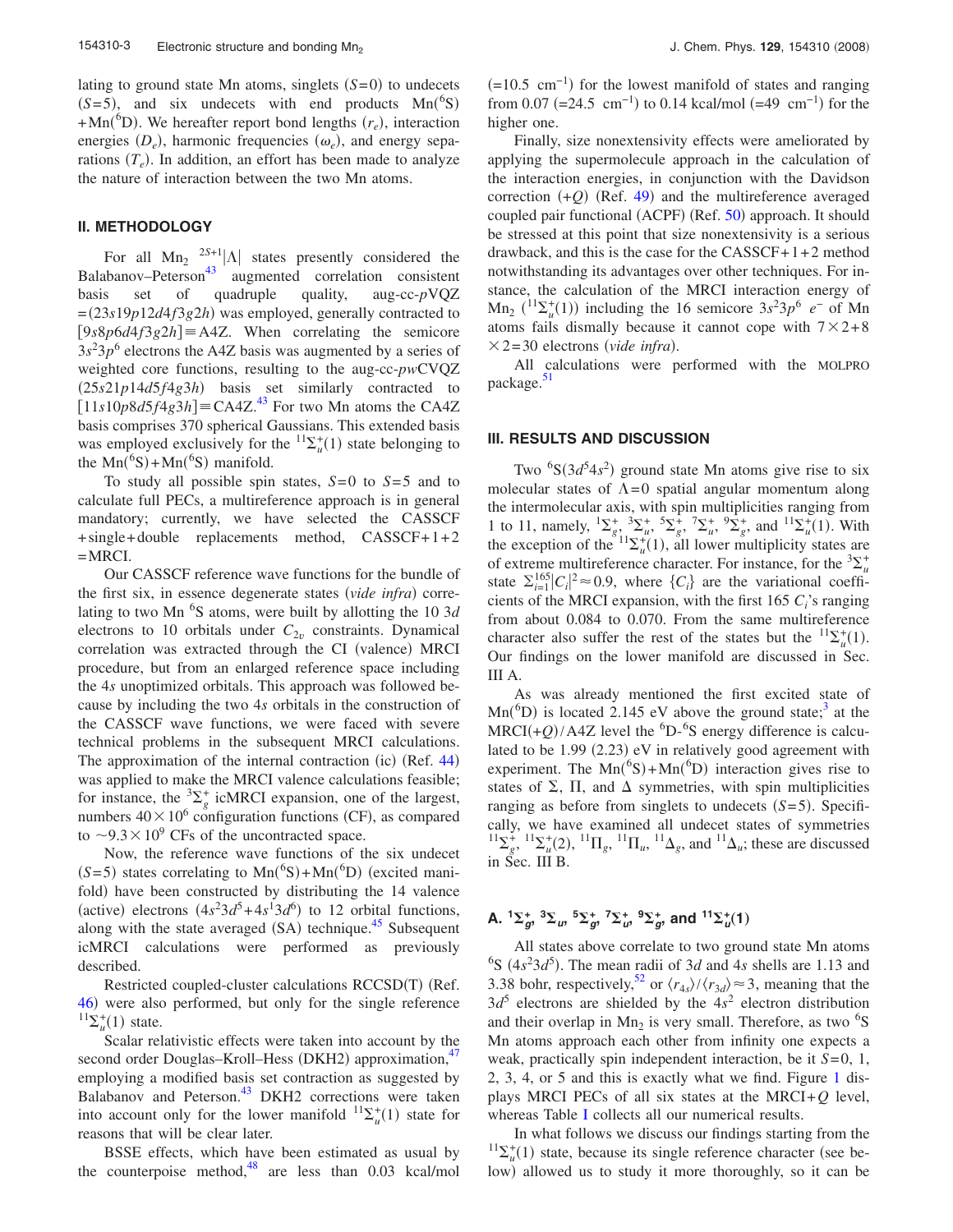lating to ground state Mn atoms, singlets ($S=0$) to undecets ($S=5$), and six undecets with end products Mn($^6$S) + Mn($^6$D). We hereafter report bond lengths ($r_e$), interaction energies ($D_e$), harmonic frequencies ($\omega_e$), and energy separations ($T_e$). In addition, an effort has been made to analyze the nature of interaction between the two Mn atoms.

## II. METHODOLOGY

For all Mn$_2$ $^{2S+1}|\Lambda|$ states presently considered the Balabanov–Peterson[43] augmented correlation consistent basis set of quadruple quality, aug-cc-$p$VQZ $=(23s19p12d4f3g2h)$ was employed, generally contracted to $[9s8p6d4f3g2h]\equiv$A4Z. When correlating the semicore $3s^23p^6$ electrons the A4Z basis was augmented by a series of weighted core functions, resulting to the aug-cc-$pw$CVQZ $(25s21p14d5f4g3h)$ basis set similarly contracted to $[11s10p8d5f4g3h]\equiv$CA4Z.[43] For two Mn atoms the CA4Z basis comprises 370 spherical Gaussians. This extended basis was employed exclusively for the $^{11}\Sigma_u^+(1)$ state belonging to the Mn($^6$S) + Mn($^6$S) manifold.

To study all possible spin states, $S=0$ to $S=5$ and to calculate full PECs, a multireference approach is in general mandatory; currently, we have selected the CASSCF + single + double replacements method, CASSCF+1+2 = MRCI.

Our CASSCF reference wave functions for the bundle of the first six, in essence degenerate states (*vide infra*) correlating to two Mn $^6$S atoms, were built by allotting the 10 $3d$ electrons to 10 orbitals under $C_{2v}$ constraints. Dynamical correlation was extracted through the CI (valence) MRCI procedure, but from an enlarged reference space including the $4s$ unoptimized orbitals. This approach was followed because by including the two $4s$ orbitals in the construction of the CASSCF wave functions, we were faced with severe technical problems in the subsequent MRCI calculations. The approximation of the internal contraction (ic) (Ref. 44) was applied to make the MRCI valence calculations feasible; for instance, the $^3\Sigma_g^+$ icMRCI expansion, one of the largest, numbers $40\times10^6$ configuration functions (CF), as compared to $\sim9.3\times10^9$ CFs of the uncontracted space.

Now, the reference wave functions of the six undecet ($S=5$) states correlating to Mn($^6$S) + Mn($^6$D) (excited manifold) have been constructed by distributing the 14 valence (active) electrons ($4s^23d^5+4s^13d^6$) to 12 orbital functions, along with the state averaged (SA) technique.[45] Subsequent icMRCI calculations were performed as previously described.

Restricted coupled-cluster calculations RCCSD(T) (Ref. 46) were also performed, but only for the single reference $^{11}\Sigma_u^+(1)$ state.

Scalar relativistic effects were taken into account by the second order Douglas–Kroll–Hess (DKH2) approximation,[47] employing a modified basis set contraction as suggested by Balabanov and Peterson.[43] DKH2 corrections were taken into account only for the lower manifold $^{11}\Sigma_u^+(1)$ state for reasons that will be clear later.

BSSE effects, which have been estimated as usual by the counterpoise method,[48] are less than 0.03 kcal/mol ($=10.5$ cm$^{-1}$) for the lowest manifold of states and ranging from 0.07 ($=24.5$ cm$^{-1}$) to 0.14 kcal/mol ($=49$ cm$^{-1}$) for the higher one.

Finally, size nonextensivity effects were ameliorated by applying the supermolecule approach in the calculation of the interaction energies, in conjunction with the Davidson correction ($+Q$) (Ref. 49) and the multireference averaged coupled pair functional (ACPF) (Ref. 50) approach. It should be stressed at this point that size nonextensivity is a serious drawback, and this is the case for the CASSCF+1+2 method notwithstanding its advantages over other techniques. For instance, the calculation of the MRCI interaction energy of Mn$_2$ ($^{11}\Sigma_u^+(1)$) including the 16 semicore $3s^23p^6$ $e^-$ of Mn atoms fails dismally because it cannot cope with $7\times2+8\times2=30$ electrons (*vide infra*).

All calculations were performed with the MOLPRO package.[51]

## III. RESULTS AND DISCUSSION

Two $^6$S($3d^54s^2$) ground state Mn atoms give rise to six molecular states of $\Lambda=0$ spatial angular momentum along the intermolecular axis, with spin multiplicities ranging from 1 to 11, namely, $^1\Sigma_g^+$, $^3\Sigma_u^+$, $^5\Sigma_g^+$, $^7\Sigma_u^+$, $^9\Sigma_g^+$, and $^{11}\Sigma_u^+(1)$. With the exception of the $^{11}\Sigma_u^+(1)$, all lower multiplicity states are of extreme multireference character. For instance, for the $^3\Sigma_u^+$ state $\sum_{i=1}^{165}|C_i|^2\approx0.9$, where $\{C_i\}$ are the variational coefficients of the MRCI expansion, with the first 165 $C_i$'s ranging from about 0.084 to 0.070. From the same multireference character also suffer the rest of the states but the $^{11}\Sigma_u^+(1)$. Our findings on the lower manifold are discussed in Sec. III A.

As was already mentioned the first excited state of Mn($^6$D) is located 2.145 eV above the ground state;[3] at the MRCI($+Q$)/A4Z level the $^6$D-$^6$S energy difference is calculated to be 1.99 (2.23) eV in relatively good agreement with experiment. The Mn($^6$S) + Mn($^6$D) interaction gives rise to states of $\Sigma$, $\Pi$, and $\Delta$ symmetries, with spin multiplicities ranging as before from singlets to undecets ($S=5$). Specifically, we have examined all undecet states of symmetries $^{11}\Sigma_g^+$, $^{11}\Sigma_u^+(2)$, $^{11}\Pi_g$, $^{11}\Pi_u$, $^{11}\Delta_g$, and $^{11}\Delta_u$; these are discussed in Sec. III B.

### A. $^1\Sigma_g^+$, $^3\Sigma_u$, $^5\Sigma_g^+$, $^7\Sigma_u^+$, $^9\Sigma_g^+$, and $^{11}\Sigma_u^+(1)$

All states above correlate to two ground state Mn atoms $^6$S ($4s^23d^5$). The mean radii of $3d$ and $4s$ shells are 1.13 and 3.38 bohr, respectively,[52] or $\langle r_{4s}\rangle/\langle r_{3d}\rangle\approx3$, meaning that the $3d^5$ electrons are shielded by the $4s^2$ electron distribution and their overlap in Mn$_2$ is very small. Therefore, as two $^6$S Mn atoms approach each other from infinity one expects a weak, practically spin independent interaction, be it $S=0$, 1, 2, 3, 4, or 5 and this is exactly what we find. Figure 1 displays MRCI PECs of all six states at the MRCI+$Q$ level, whereas Table I collects all our numerical results.

In what follows we discuss our findings starting from the $^{11}\Sigma_u^+(1)$ state, because its single reference character (see below) allowed us to study it more thoroughly, so it can be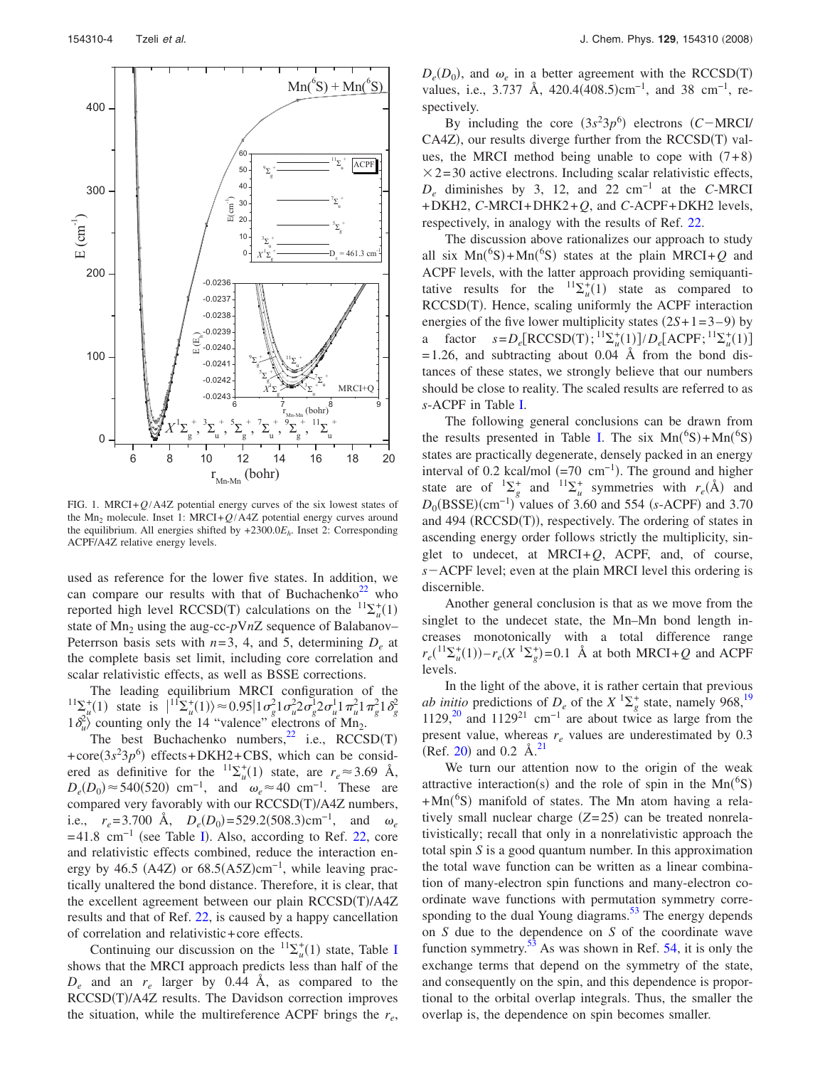FIG. 1. MRCI+$Q$/A4Z potential energy curves of the six lowest states of the $Mn_2$ molecule. Inset 1: MRCI+$Q$/A4Z potential energy curves around the equilibrium. All energies shifted by $+2300.0E_h$. Inset 2: Corresponding ACPF/A4Z relative energy levels.

used as reference for the lower five states. In addition, we can compare our results with that of Buchachenko[22] who reported high level RCCSD(T) calculations on the $^{11}\Sigma_u^+(1)$ state of $Mn_2$ using the aug-cc-$p$V$n$Z sequence of Balabanov–Peterrson basis sets with $n$=3, 4, and 5, determining $D_e$ at the complete basis set limit, including core correlation and scalar relativistic effects, as well as BSSE corrections.

The leading equilibrium MRCI configuration of the $^{11}\Sigma_u^+(1)$ state is $|^{11}\Sigma_u^+(1)\rangle \approx 0.95|1\sigma_g^2 1\sigma_u^2 2\sigma_g^1 2\sigma_u^1 1\pi_u^1 1\pi_g^2 1\delta_g^2 1\delta_u^2\rangle$ counting only the 14 "valence" electrons of $Mn_2$.

The best Buchachenko numbers,[22] i.e., RCCSD(T) +core($3s^2 3p^6$) effects+DKH2+CBS, which can be considered as definitive for the $^{11}\Sigma_u^+(1)$ state, are $r_e \approx 3.69$ Å, $D_e(D_0) \approx 540(520)$ cm$^{-1}$, and $\omega_e \approx 40$ cm$^{-1}$. These are compared very favorably with our RCCSD(T)/A4Z numbers, i.e., $r_e$=3.700 Å, $D_e(D_0)$=529.2(508.3)cm$^{-1}$, and $\omega_e$ =41.8 cm$^{-1}$ (see Table I). Also, according to Ref. 22, core and relativistic effects combined, reduce the interaction energy by 46.5 (A4Z) or 68.5(A5Z)cm$^{-1}$, while leaving practically unaltered the bond distance. Therefore, it is clear, that the excellent agreement between our plain RCCSD(T)/A4Z results and that of Ref. 22, is caused by a happy cancellation of correlation and relativistic+core effects.

Continuing our discussion on the $^{11}\Sigma_u^+(1)$ state, Table I shows that the MRCI approach predicts less than half of the $D_e$ and an $r_e$ larger by 0.44 Å, as compared to the RCCSD(T)/A4Z results. The Davidson correction improves the situation, while the multireference ACPF brings the $r_e$, $D_e(D_0)$, and $\omega_e$ in a better agreement with the RCCSD(T) values, i.e., 3.737 Å, 420.4(408.5)cm$^{-1}$, and 38 cm$^{-1}$, respectively.

By including the core ($3s^2 3p^6$) electrons ($C$−MRCI/CA4Z), our results diverge further from the RCCSD(T) values, the MRCI method being unable to cope with $(7+8) \times 2 = 30$ active electrons. Including scalar relativistic effects, $D_e$ diminishes by 3, 12, and 22 cm$^{-1}$ at the $C$-MRCI +DKH2, $C$-MRCI+DHK2+$Q$, and $C$-ACPF+DKH2 levels, respectively, in analogy with the results of Ref. 22.

The discussion above rationalizes our approach to study all six Mn($^6$S)+Mn($^6$S) states at the plain MRCI+$Q$ and ACPF levels, with the latter approach providing semiquantitative results for the $^{11}\Sigma_u^+(1)$ state as compared to RCCSD(T). Hence, scaling uniformly the ACPF interaction energies of the five lower multiplicity states ($2S+1=3-9$) by a factor $s=D_e[\text{RCCSD(T)};{}^{11}\Sigma_u^+(1)]/D_e[\text{ACPF};{}^{11}\Sigma_u^+(1)]$ =1.26, and subtracting about 0.04 Å from the bond distances of these states, we strongly believe that our numbers should be close to reality. The scaled results are referred to as $s$-ACPF in Table I.

The following general conclusions can be drawn from the results presented in Table I. The six Mn($^6$S)+Mn($^6$S) states are practically degenerate, densely packed in an energy interval of 0.2 kcal/mol (=70 cm$^{-1}$). The ground and higher state are of $^1\Sigma_g^+$ and $^{11}\Sigma_u^+$ symmetries with $r_e$(Å) and $D_0$(BSSE)(cm$^{-1}$) values of 3.60 and 554 ($s$-ACPF) and 3.70 and 494 (RCCSD(T)), respectively. The ordering of states in ascending energy order follows strictly the multiplicity, singlet to undecet, at MRCI+$Q$, ACPF, and, of course, $s$−ACPF level; even at the plain MRCI level this ordering is discernible.

Another general conclusion is that as we move from the singlet to the undecet state, the Mn–Mn bond length increases monotonically with a total difference range $r_e(^{11}\Sigma_u^+(1)) - r_e(X\ ^1\Sigma_g^+) = 0.1$ Å at both MRCI+$Q$ and ACPF levels.

In the light of the above, it is rather certain that previous *ab initio* predictions of $D_e$ of the $X\ ^1\Sigma_g^+$ state, namely 968,[19] 1129,[20] and 1129[21] cm$^{-1}$ are about twice as large from the present value, whereas $r_e$ values are underestimated by 0.3 (Ref. 20) and 0.2 Å.[21]

We turn our attention now to the origin of the weak attractive interaction(s) and the role of spin in the Mn($^6$S) +Mn($^6$S) manifold of states. The Mn atom having a relatively small nuclear charge ($Z$=25) can be treated nonrelativistically; recall that only in a nonrelativistic approach the total spin $S$ is a good quantum number. In this approximation the total wave function can be written as a linear combination of many-electron spin functions and many-electron coordinate wave functions with permutation symmetry corresponding to the dual Young diagrams.[53] The energy depends on $S$ due to the dependence on $S$ of the coordinate wave function symmetry.[53] As was shown in Ref. 54, it is only the exchange terms that depend on the symmetry of the state, and consequently on the spin, and this dependence is proportional to the orbital overlap integrals. Thus, the smaller the overlap is, the dependence on spin becomes smaller.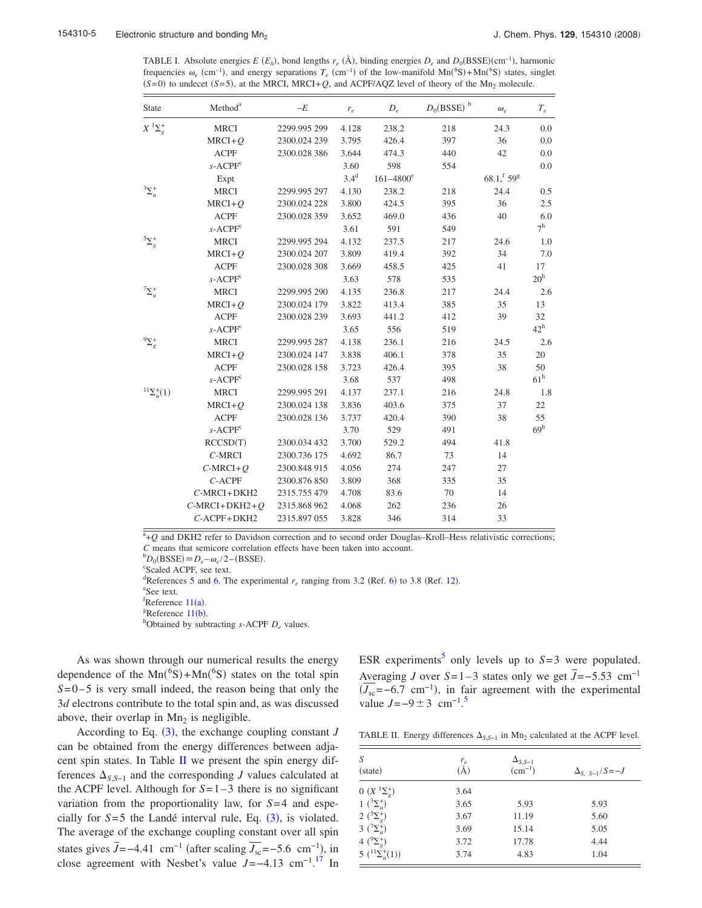TABLE I. Absolute energies $E$ ($E_h$), bond lengths $r_e$ (Å), binding energies $D_e$ and $D_0$(BSSE)(cm$^{-1}$), harmonic frequencies $\omega_e$ (cm$^{-1}$), and energy separations $T_e$ (cm$^{-1}$) of the low-manifold Mn($^6$S)+Mn($^6$S) states, singlet ($S$=0) to undecet ($S$=5), at the MRCI, MRCI+$Q$, and ACPF/AQZ level of theory of the $Mn_2$ molecule.

| State | Method[a] | $-E$ | $r_e$ | $D_e$ | $D_0$(BSSE)[b] | $\omega_e$ | $T_e$ |
|---|---|---|---|---|---|---|---|
| $X\ ^1\Sigma_g^+$ | MRCI | 2299.995 299 | 4.128 | 238.2 | 218 | 24.3 | 0.0 |
| | MRCI+$Q$ | 2300.024 239 | 3.795 | 426.4 | 397 | 36 | 0.0 |
| | ACPF | 2300.028 386 | 3.644 | 474.3 | 440 | 42 | 0.0 |
| | $s$-ACPF[c] | | 3.60 | 598 | 554 | | 0.0 |
| | Expt | | 3.4[d] | 161–4800[e] | | 68.1,[f] 59[g] | |
| $^3\Sigma_u^+$ | MRCI | 2299.995 297 | 4.130 | 238.2 | 218 | 24.4 | 0.5 |
| | MRCI+$Q$ | 2300.024 228 | 3.800 | 424.5 | 395 | 36 | 2.5 |
| | ACPF | 2300.028 359 | 3.652 | 469.0 | 436 | 40 | 6.0 |
| | $s$-ACPF[c] | | 3.61 | 591 | 549 | | 7[h] |
| $^5\Sigma_g^+$ | MRCI | 2299.995 294 | 4.132 | 237.5 | 217 | 24.6 | 1.0 |
| | MRCI+$Q$ | 2300.024 207 | 3.809 | 419.4 | 392 | 34 | 7.0 |
| | ACPF | 2300.028 308 | 3.669 | 458.5 | 425 | 41 | 17 |
| | $s$-ACPF[c] | | 3.63 | 578 | 535 | | 20[h] |
| $^7\Sigma_u^+$ | MRCI | 2299.995 290 | 4.135 | 236.8 | 217 | 24.4 | 2.6 |
| | MRCI+$Q$ | 2300.024 179 | 3.822 | 413.4 | 385 | 35 | 13 |
| | ACPF | 2300.028 239 | 3.693 | 441.2 | 412 | 39 | 32 |
| | $s$-ACPF[c] | | 3.65 | 556 | 519 | | 42[h] |
| $^9\Sigma_g^+$ | MRCI | 2299.995 287 | 4.138 | 236.1 | 216 | 24.5 | 2.6 |
| | MRCI+$Q$ | 2300.024 147 | 3.838 | 406.1 | 378 | 35 | 20 |
| | ACPF | 2300.028 158 | 3.723 | 426.4 | 395 | 38 | 50 |
| | $s$-ACPF[c] | | 3.68 | 537 | 498 | | 61[h] |
| $^{11}\Sigma_u^+(1)$ | MRCI | 2299.995 291 | 4.137 | 237.1 | 216 | 24.8 | 1.8 |
| | MRCI+$Q$ | 2300.024 138 | 3.836 | 403.6 | 375 | 37 | 22 |
| | ACPF | 2300.028 136 | 3.737 | 420.4 | 390 | 38 | 55 |
| | $s$-ACPF[c] | | 3.70 | 529 | 491 | | 69[h] |
| | RCCSD(T) | 2300.034 432 | 3.700 | 529.2 | 494 | 41.8 | |
| | $C$-MRCI | 2300.736 175 | 4.692 | 86.7 | 73 | 14 | |
| | $C$-MRCI+$Q$ | 2300.848 915 | 4.056 | 274 | 247 | 27 | |
| | $C$-ACPF | 2300.876 850 | 3.809 | 368 | 335 | 35 | |
| | $C$-MRCI+DKH2 | 2315.755 479 | 4.708 | 83.6 | 70 | 14 | |
| | $C$-MRCI+DKH2+$Q$ | 2315.868 962 | 4.068 | 262 | 236 | 26 | |
| | $C$-ACPF+DKH2 | 2315.897 055 | 3.828 | 346 | 314 | 33 | |

[a]+$Q$ and DKH2 refer to Davidson correction and to second order Douglas–Kroll–Hess relativistic corrections; $C$ means that semicore correlation effects have been taken into account.
[b]$D_0(\mathrm{BSSE}) \equiv D_e - \omega_e/2 - (\mathrm{BSSE})$.
[c]Scaled ACPF, see text.
[d]References 5 and 6. The experimental $r_e$ ranging from 3.2 (Ref. 6) to 3.8 (Ref. 12).
[e]See text.
[f]Reference 11(a).
[g]Reference 11(b).
[h]Obtained by subtracting $s$-ACPF $D_e$ values.

As was shown through our numerical results the energy dependence of the Mn($^6$S)+Mn($^6$S) states on the total spin $S$=0–5 is very small indeed, the reason being that only the 3$d$ electrons contribute to the total spin and, as was discussed above, their overlap in $Mn_2$ is negligible.

According to Eq. (3), the exchange coupling constant $J$ can be obtained from the energy differences between adjacent spin states. In Table II we present the spin energy differences $\Delta_{S,S-1}$ and the corresponding $J$ values calculated at the ACPF level. Although for $S$=1–3 there is no significant variation from the proportionality law, for $S$=4 and especially for $S$=5 the Landé interval rule, Eq. (3), is violated. The average of the exchange coupling constant over all spin states gives $\bar{J}=-4.41$ cm$^{-1}$ (after scaling $\overline{J_{\mathrm{sc}}}=-5.6$ cm$^{-1}$), in close agreement with Nesbet's value $J=-4.13$ cm$^{-1}$.[17] In ESR experiments[5] only levels up to $S$=3 were populated. Averaging $J$ over $S$=1–3 states only we get $\bar{J}=-5.53$ cm$^{-1}$ ($\overline{J_{\mathrm{sc}}}=-6.7$ cm$^{-1}$), in fair agreement with the experimental value $J=-9\pm3$ cm$^{-1}$.[5]

TABLE II. Energy differences $\Delta_{S,S-1}$ in $Mn_2$ calculated at the ACPF level.

| $S$ (state) | $r_e$ (Å) | $\Delta_{S,S-1}$ (cm$^{-1}$) | $\Delta_{S,S-1}/S=-J$ |
|---|---|---|---|
| 0 ($X\ ^1\Sigma_g^+$) | 3.64 | | |
| 1 ($^3\Sigma_u^+$) | 3.65 | 5.93 | 5.93 |
| 2 ($^5\Sigma_g^+$) | 3.67 | 11.19 | 5.60 |
| 3 ($^7\Sigma_u^+$) | 3.69 | 15.14 | 5.05 |
| 4 ($^9\Sigma_g^+$) | 3.72 | 17.78 | 4.44 |
| 5 ($^{11}\Sigma_u^+(1)$) | 3.74 | 4.83 | 1.04 |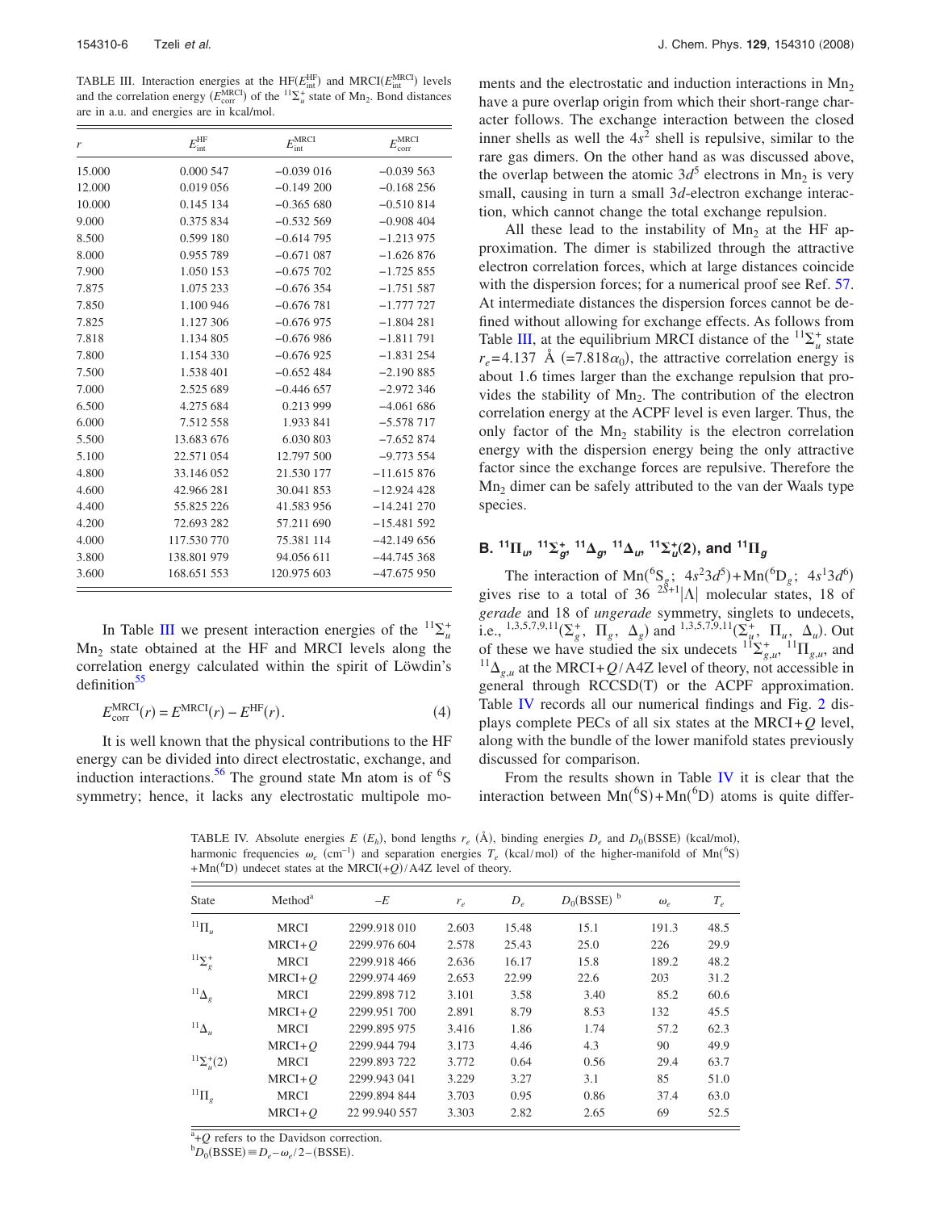TABLE III. Interaction energies at the HF($E_{int}^{HF}$) and MRCI($E_{int}^{MRCI}$) levels and the correlation energy ($E_{corr}^{MRCI}$) of the $^{11}\Sigma_u^+$ state of $Mn_2$. Bond distances are in a.u. and energies are in kcal/mol.

| $r$ | $E_{int}^{HF}$ | $E_{int}^{MRCI}$ | $E_{corr}^{MRCI}$ |
|---|---|---|---|
| 15.000 | 0.000 547 | −0.039 016 | −0.039 563 |
| 12.000 | 0.019 056 | −0.149 200 | −0.168 256 |
| 10.000 | 0.145 134 | −0.365 680 | −0.510 814 |
| 9.000 | 0.375 834 | −0.532 569 | −0.908 404 |
| 8.500 | 0.599 180 | −0.614 795 | −1.213 975 |
| 8.000 | 0.955 789 | −0.671 087 | −1.626 876 |
| 7.900 | 1.050 153 | −0.675 702 | −1.725 855 |
| 7.875 | 1.075 233 | −0.676 354 | −1.751 587 |
| 7.850 | 1.100 946 | −0.676 781 | −1.777 727 |
| 7.825 | 1.127 306 | −0.676 975 | −1.804 281 |
| 7.818 | 1.134 805 | −0.676 986 | −1.811 791 |
| 7.800 | 1.154 330 | −0.676 925 | −1.831 254 |
| 7.500 | 1.538 401 | −0.652 484 | −2.190 885 |
| 7.000 | 2.525 689 | −0.446 657 | −2.972 346 |
| 6.500 | 4.275 684 | 0.213 999 | −4.061 686 |
| 6.000 | 7.512 558 | 1.933 841 | −5.578 717 |
| 5.500 | 13.683 676 | 6.030 803 | −7.652 874 |
| 5.100 | 22.571 054 | 12.797 500 | −9.773 554 |
| 4.800 | 33.146 052 | 21.530 177 | −11.615 876 |
| 4.600 | 42.966 281 | 30.041 853 | −12.924 428 |
| 4.400 | 55.825 226 | 41.583 956 | −14.241 270 |
| 4.200 | 72.693 282 | 57.211 690 | −15.481 592 |
| 4.000 | 117.530 770 | 75.381 114 | −42.149 656 |
| 3.800 | 138.801 979 | 94.056 611 | −44.745 368 |
| 3.600 | 168.651 553 | 120.975 603 | −47.675 950 |

In Table III we present interaction energies of the $^{11}\Sigma_u^+$ $Mn_2$ state obtained at the HF and MRCI levels along the correlation energy calculated within the spirit of Löwdin's definition[55]

$$E_{corr}^{MRCI}(r) = E^{MRCI}(r) - E^{HF}(r). \tag{4}$$

It is well known that the physical contributions to the HF energy can be divided into direct electrostatic, exchange, and induction interactions.[56] The ground state Mn atom is of $^6S$ symmetry; hence, it lacks any electrostatic multipole moments and the electrostatic and induction interactions in $Mn_2$ have a pure overlap origin from which their short-range character follows. The exchange interaction between the closed inner shells as well the $4s^2$ shell is repulsive, similar to the rare gas dimers. On the other hand as was discussed above, the overlap between the atomic $3d^5$ electrons in $Mn_2$ is very small, causing in turn a small $3d$-electron exchange interaction, which cannot change the total exchange repulsion.

All these lead to the instability of $Mn_2$ at the HF approximation. The dimer is stabilized through the attractive electron correlation forces, which at large distances coincide with the dispersion forces; for a numerical proof see Ref. 57. At intermediate distances the dispersion forces cannot be defined without allowing for exchange effects. As follows from Table III, at the equilibrium MRCI distance of the $^{11}\Sigma_u^+$ state $r_e$=4.137 Å (=7.818$a_0$), the attractive correlation energy is about 1.6 times larger than the exchange repulsion that provides the stability of $Mn_2$. The contribution of the electron correlation energy at the ACPF level is even larger. Thus, the only factor of the $Mn_2$ stability is the electron correlation energy with the dispersion energy being the only attractive factor since the exchange forces are repulsive. Therefore the $Mn_2$ dimer can be safely attributed to the van der Waals type species.

## B. $^{11}\Pi_u$, $^{11}\Sigma_g^+$, $^{11}\Delta_g$, $^{11}\Delta_u$, $^{11}\Sigma_u^+(2)$, and $^{11}\Pi_g$

The interaction of Mn($^6S_g$; $4s^23d^5$)+Mn($^6D_g$; $4s^13d^6$) gives rise to a total of 36 $^{2S+1}|\Lambda|$ molecular states, 18 of *gerade* and 18 of *ungerade* symmetry, singlets to undecets, i.e., $^{1,3,5,7,9,11}(\Sigma_g^+,\ \Pi_g,\ \Delta_g)$ and $^{1,3,5,7,9,11}(\Sigma_u^+,\ \Pi_u,\ \Delta_u)$. Out of these we have studied the six undecets $^{11}\Sigma_{g,u}^+$, $^{11}\Pi_{g,u}$, and $^{11}\Delta_{g,u}$ at the MRCI+$Q$/A4Z level of theory, not accessible in general through RCCSD(T) or the ACPF approximation. Table IV records all our numerical findings and Fig. 2 displays complete PECs of all six states at the MRCI+$Q$ level, along with the bundle of the lower manifold states previously discussed for comparison.

From the results shown in Table IV it is clear that the interaction between Mn($^6S$)+Mn($^6D$) atoms is quite differ-

TABLE IV. Absolute energies $E$ ($E_h$), bond lengths $r_e$ (Å), binding energies $D_e$ and $D_0$(BSSE) (kcal/mol), harmonic frequencies $\omega_e$ (cm$^{-1}$) and separation energies $T_e$ (kcal/mol) of the higher-manifold of Mn($^6S$)+Mn($^6D$) undecet states at the MRCI(+$Q$)/A4Z level of theory.

| State | Method[a] | $-E$ | $r_e$ | $D_e$ | $D_0$(BSSE)[b] | $\omega_e$ | $T_e$ |
|---|---|---|---|---|---|---|---|
| $^{11}\Pi_u$ | MRCI | 2299.918 010 | 2.603 | 15.48 | 15.1 | 191.3 | 48.5 |
| | MRCI+$Q$ | 2299.976 604 | 2.578 | 25.43 | 25.0 | 226 | 29.9 |
| $^{11}\Sigma_g^+$ | MRCI | 2299.918 466 | 2.636 | 16.17 | 15.8 | 189.2 | 48.2 |
| | MRCI+$Q$ | 2299.974 469 | 2.653 | 22.99 | 22.6 | 203 | 31.2 |
| $^{11}\Delta_g$ | MRCI | 2299.898 712 | 3.101 | 3.58 | 3.40 | 85.2 | 60.6 |
| | MRCI+$Q$ | 2299.951 700 | 2.891 | 8.79 | 8.53 | 132 | 45.5 |
| $^{11}\Delta_u$ | MRCI | 2299.895 975 | 3.416 | 1.86 | 1.74 | 57.2 | 62.3 |
| | MRCI+$Q$ | 2299.944 794 | 3.173 | 4.46 | 4.3 | 90 | 49.9 |
| $^{11}\Sigma_u^+(2)$ | MRCI | 2299.893 722 | 3.772 | 0.64 | 0.56 | 29.4 | 63.7 |
| | MRCI+$Q$ | 2299.943 041 | 3.229 | 3.27 | 3.1 | 85 | 51.0 |
| $^{11}\Pi_g$ | MRCI | 2299.894 844 | 3.703 | 0.95 | 0.86 | 37.4 | 63.0 |
| | MRCI+$Q$ | 22 99.940 557 | 3.303 | 2.82 | 2.65 | 69 | 52.5 |

[a]+$Q$ refers to the Davidson correction.
[b]$D_0$(BSSE)$\equiv D_e - \omega_e/2 -$(BSSE).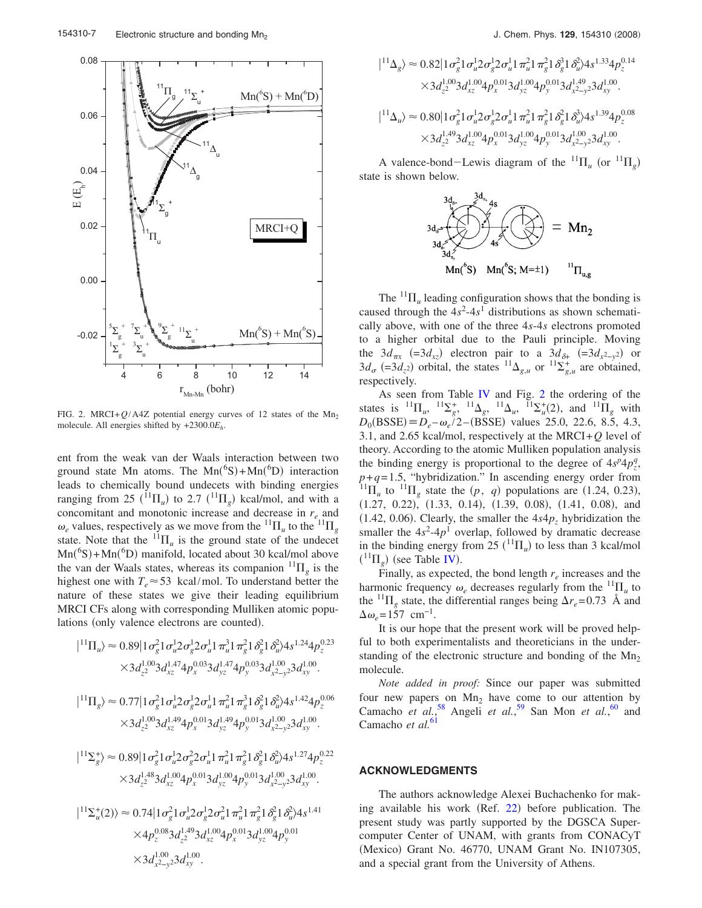FIG. 2. MRCI+$Q$/A4Z potential energy curves of 12 states of the $Mn_2$ molecule. All energies shifted by $+2300.0E_h$.

ent from the weak van der Waals interaction between two ground state Mn atoms. The $Mn(^6S)+Mn(^6D)$ interaction leads to chemically bound undecets with binding energies ranging from 25 ($^{11}\Pi_u$) to 2.7 ($^{11}\Pi_g$) kcal/mol, and with a concomitant and monotonic increase and decrease in $r_e$ and $\omega_e$ values, respectively as we move from the $^{11}\Pi_u$ to the $^{11}\Pi_g$ state. Note that the $^{11}\Pi_u$ is the ground state of the undecet $Mn(^6S)+Mn(^6D)$ manifold, located about 30 kcal/mol above the van der Waals states, whereas its companion $^{11}\Pi_g$ is the highest one with $T_e \approx 53$ kcal/mol. To understand better the nature of these states we give their leading equilibrium MRCI CFs along with corresponding Mulliken atomic populations (only valence electrons are counted).

$$|^{11}\Pi_u\rangle \approx 0.89|1\sigma_g^2 1\sigma_u^1 2\sigma_g^1 2\sigma_u^1 1\pi_u^3 1\pi_g^2 1\delta_g^2 1\delta_u^2\rangle 4s^{1.24}4p_z^{0.23} \times 3d_{z^2}^{1.00}3d_{xz}^{1.47}4p_x^{0.03}3d_{yz}^{1.47}4p_y^{0.03}3d_{x^2-y^2}^{1.00}3d_{xy}^{1.00}.$$

$$|^{11}\Pi_g\rangle \approx 0.77|1\sigma_g^2 1\sigma_u^1 2\sigma_g^1 2\sigma_u^1 1\pi_u^2 1\pi_g^3 1\delta_g^2 1\delta_u^2\rangle 4s^{1.42}4p_z^{0.06} \times 3d_{z^2}^{1.00}3d_{xz}^{1.49}4p_x^{0.01}3d_{yz}^{1.49}4p_y^{0.01}3d_{x^2-y^2}^{1.00}3d_{xy}^{1.00}.$$

$$|^{11}\Sigma_g^+\rangle \approx 0.89|1\sigma_g^2 1\sigma_u^1 2\sigma_g^2 2\sigma_u^1 1\pi_u^2 1\pi_g^2 1\delta_g^2 1\delta_u^2\rangle 4s^{1.27}4p_z^{0.22} \times 3d_{z^2}^{1.48}3d_{xz}^{1.00}4p_x^{0.01}3d_{yz}^{1.00}4p_y^{0.01}3d_{x^2-y^2}^{1.00}3d_{xy}^{1.00}.$$

$$|^{11}\Sigma_u^+(2)\rangle \approx 0.74|1\sigma_g^2 1\sigma_u^1 2\sigma_g^1 2\sigma_u^2 1\pi_u^2 1\pi_g^2 1\delta_g^2 1\delta_u^2\rangle 4s^{1.41} \times 4p_z^{0.08}3d_{z^2}^{1.49}3d_{xz}^{1.00}4p_x^{0.01}3d_{yz}^{1.00}4p_y^{0.01} \times 3d_{x^2-y^2}^{1.00}3d_{xy}^{1.00}.$$

$$|^{11}\Delta_g\rangle \approx 0.82|1\sigma_g^2 1\sigma_u^1 2\sigma_g^1 2\sigma_u^1 1\pi_u^2 1\pi_g^2 1\delta_g^3 1\delta_u^2\rangle 4s^{1.33}4p_z^{0.14} \times 3d_{z^2}^{1.00}3d_{xz}^{1.00}4p_x^{0.01}3d_{yz}^{1.00}4p_y^{0.01}3d_{x^2-y^2}^{1.49}3d_{xy}^{1.00}.$$

$$|^{11}\Delta_u\rangle \approx 0.80|1\sigma_g^2 1\sigma_u^1 2\sigma_g^1 2\sigma_u^1 1\pi_u^2 1\pi_g^2 1\delta_g^2 1\delta_u^3\rangle 4s^{1.39}4p_z^{0.08} \times 3d_{z^2}^{1.49}3d_{xz}^{1.00}4p_x^{0.01}3d_{yz}^{1.00}4p_y^{0.01}3d_{x^2-y^2}^{1.00}3d_{xy}^{1.00}.$$

A valence-bond−Lewis diagram of the $^{11}\Pi_u$ (or $^{11}\Pi_g$) state is shown below.

The $^{11}\Pi_u$ leading configuration shows that the bonding is caused through the $4s^2$-$4s^1$ distributions as shown schematically above, with one of the three $4s$-$4s$ electrons promoted to a higher orbital due to the Pauli principle. Moving the $3d_{\pi x}$ ($=3d_{xz}$) electron pair to a $3d_{\delta+}$ ($=3d_{x^2-y^2}$) or $3d_\sigma$ ($=3d_{z^2}$) orbital, the states $^{11}\Delta_{g,u}$ or $^{11}\Sigma_{g,u}^+$ are obtained, respectively.

As seen from Table IV and Fig. 2 the ordering of the states is $^{11}\Pi_u$, $^{11}\Sigma_g^+$, $^{11}\Delta_g$, $^{11}\Delta_u$, $^{11}\Sigma_u^+(2)$, and $^{11}\Pi_g$ with $D_0(\text{BSSE}) \equiv D_e - \omega_e/2 - (\text{BSSE})$ values 25.0, 22.6, 8.5, 4.3, 3.1, and 2.65 kcal/mol, respectively at the MRCI+$Q$ level of theory. According to the atomic Mulliken population analysis the binding energy is proportional to the degree of $4s^p4p_z^q$, $p+q=1.5$, "hybridization." In ascending energy order from $^{11}\Pi_u$ to $^{11}\Pi_g$ state the ($p$, $q$) populations are (1.24, 0.23), (1.27, 0.22), (1.33, 0.14), (1.39, 0.08), (1.41, 0.08), and (1.42, 0.06). Clearly, the smaller the $4s4p_z$ hybridization the smaller the $4s^2$-$4p^1$ overlap, followed by dramatic decrease in the binding energy from 25 ($^{11}\Pi_u$) to less than 3 kcal/mol ($^{11}\Pi_g$) (see Table IV).

Finally, as expected, the bond length $r_e$ increases and the harmonic frequency $\omega_e$ decreases regularly from the $^{11}\Pi_u$ to the $^{11}\Pi_g$ state, the differential ranges being $\Delta r_e = 0.73$ Å and $\Delta\omega_e = 157$ cm$^{-1}$.

It is our hope that the present work will be proved helpful to both experimentalists and theoreticians in the understanding of the electronic structure and bonding of the $Mn_2$ molecule.

*Note added in proof:* Since our paper was submitted four new papers on $Mn_2$ have come to our attention by Camacho *et al.*,[58] Angeli *et al.*,[59] San Mon *et al.*,[60] and Camacho *et al.*[61]

## ACKNOWLEDGMENTS

The authors acknowledge Alexei Buchachenko for making available his work (Ref. 22) before publication. The present study was partly supported by the DGSCA Supercomputer Center of UNAM, with grants from CONACyT (Mexico) Grant No. 46770, UNAM Grant No. IN107305, and a special grant from the University of Athens.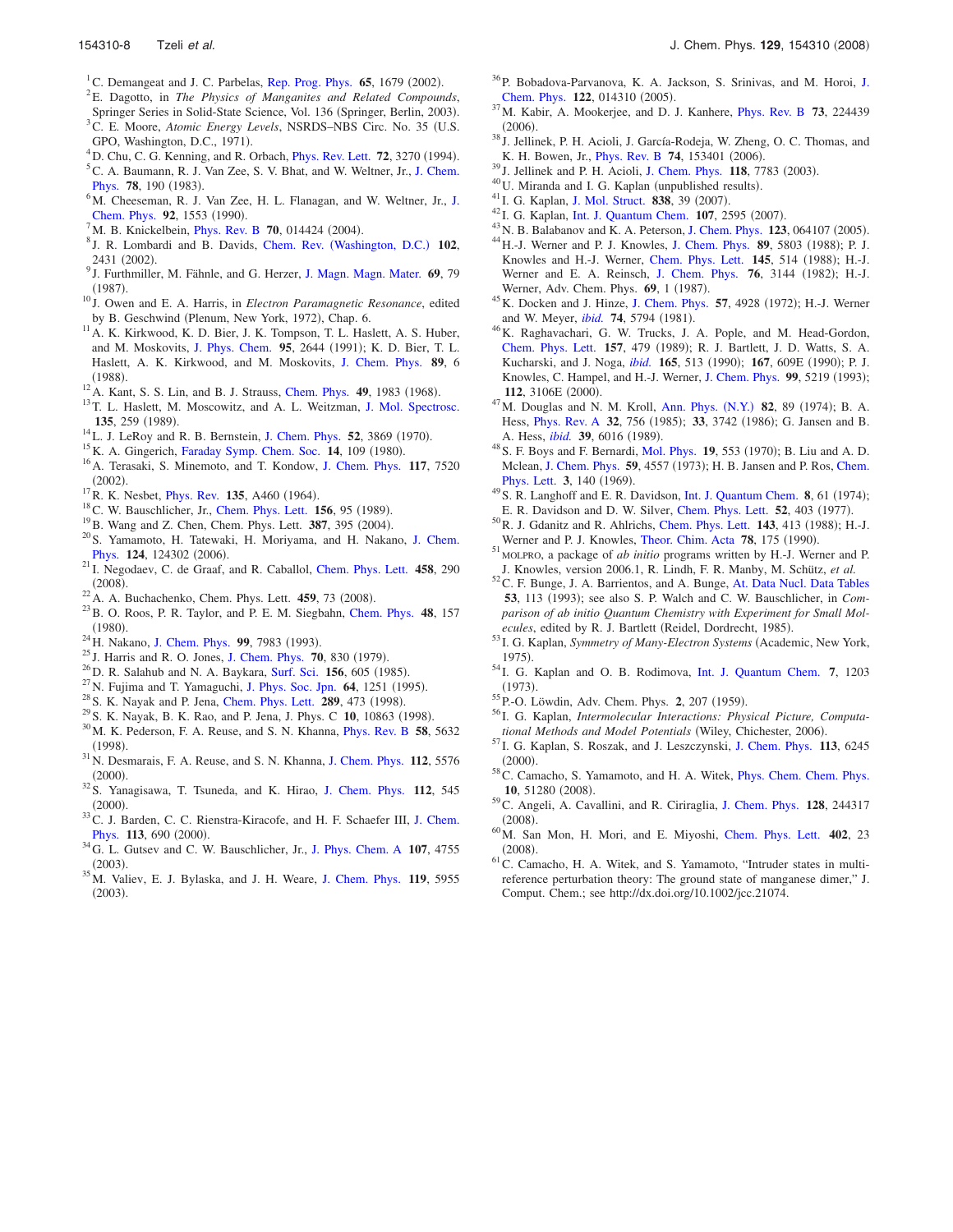[1] C. Demangeat and J. C. Parbelas, Rep. Prog. Phys. **65**, 1679 (2002).

[2] E. Dagotto, in *The Physics of Manganites and Related Compounds*, Springer Series in Solid-State Science, Vol. 136 (Springer, Berlin, 2003).

[3] C. E. Moore, *Atomic Energy Levels*, NSRDS–NBS Circ. No. 35 (U.S. GPO, Washington, D.C., 1971).

[4] D. Chu, C. G. Kenning, and R. Orbach, Phys. Rev. Lett. **72**, 3270 (1994).

[5] C. A. Baumann, R. J. Van Zee, S. V. Bhat, and W. Weltner, Jr., J. Chem. Phys. **78**, 190 (1983).

[6] M. Cheeseman, R. J. Van Zee, H. L. Flanagan, and W. Weltner, Jr., J. Chem. Phys. **92**, 1553 (1990).

[7] M. B. Knickelbein, Phys. Rev. B **70**, 014424 (2004).

[8] J. R. Lombardi and B. Davids, Chem. Rev. (Washington, D.C.) **102**, 2431 (2002).

[9] J. Furthmiller, M. Fähnle, and G. Herzer, J. Magn. Magn. Mater. **69**, 79 (1987).

[10] J. Owen and E. A. Harris, in *Electron Paramagnetic Resonance*, edited by B. Geschwind (Plenum, New York, 1972), Chap. 6.

[11] A. K. Kirkwood, K. D. Bier, J. K. Tompson, T. L. Haslett, A. S. Huber, and M. Moskovits, J. Phys. Chem. **95**, 2644 (1991); K. D. Bier, T. L. Haslett, A. K. Kirkwood, and M. Moskovits, J. Chem. Phys. **89**, 6 (1988).

[12] A. Kant, S. S. Lin, and B. J. Strauss, Chem. Phys. **49**, 1983 (1968).

[13] T. L. Haslett, M. Moscowitz, and A. L. Weitzman, J. Mol. Spectrosc. **135**, 259 (1989).

[14] L. J. LeRoy and R. B. Bernstein, J. Chem. Phys. **52**, 3869 (1970).

[15] K. A. Gingerich, Faraday Symp. Chem. Soc. **14**, 109 (1980).

[16] A. Terasaki, S. Minemoto, and T. Kondow, J. Chem. Phys. **117**, 7520 (2002).

[17] R. K. Nesbet, Phys. Rev. **135**, A460 (1964).

[18] C. W. Bauschlicher, Jr., Chem. Phys. Lett. **156**, 95 (1989).

[19] B. Wang and Z. Chen, Chem. Phys. Lett. **387**, 395 (2004).

[20] S. Yamamoto, H. Tatewaki, H. Moriyama, and H. Nakano, J. Chem. Phys. **124**, 124302 (2006).

[21] I. Negodaev, C. de Graaf, and R. Caballol, Chem. Phys. Lett. **458**, 290 (2008).

[22] A. A. Buchachenko, Chem. Phys. Lett. **459**, 73 (2008).

[23] B. O. Roos, P. R. Taylor, and P. E. M. Siegbahn, Chem. Phys. **48**, 157 (1980).

[24] H. Nakano, J. Chem. Phys. **99**, 7983 (1993).

[25] J. Harris and R. O. Jones, J. Chem. Phys. **70**, 830 (1979).

[26] D. R. Salahub and N. A. Baykara, Surf. Sci. **156**, 605 (1985).

[27] N. Fujima and T. Yamaguchi, J. Phys. Soc. Jpn. **64**, 1251 (1995).

[28] S. K. Nayak and P. Jena, Chem. Phys. Lett. **289**, 473 (1998).

[29] S. K. Nayak, B. K. Rao, and P. Jena, J. Phys. C **10**, 10863 (1998).

[30] M. K. Pederson, F. A. Reuse, and S. N. Khanna, Phys. Rev. B **58**, 5632 (1998).

[31] N. Desmarais, F. A. Reuse, and S. N. Khanna, J. Chem. Phys. **112**, 5576 (2000).

[32] S. Yanagisawa, T. Tsuneda, and K. Hirao, J. Chem. Phys. **112**, 545 (2000).

[33] C. J. Barden, C. C. Rienstra-Kiracofe, and H. F. Schaefer III, J. Chem. Phys. **113**, 690 (2000).

[34] G. L. Gutsev and C. W. Bauschlicher, Jr., J. Phys. Chem. A **107**, 4755 (2003).

[35] M. Valiev, E. J. Bylaska, and J. H. Weare, J. Chem. Phys. **119**, 5955 (2003).

[36] P. Bobadova-Parvanova, K. A. Jackson, S. Srinivas, and M. Horoi, J. Chem. Phys. **122**, 014310 (2005).

[37] M. Kabir, A. Mookerjee, and D. J. Kanhere, Phys. Rev. B **73**, 224439 (2006).

[38] J. Jellinek, P. H. Acioli, J. García-Rodeja, W. Zheng, O. C. Thomas, and K. H. Bowen, Jr., Phys. Rev. B **74**, 153401 (2006).

[39] J. Jellinek and P. H. Acioli, J. Chem. Phys. **118**, 7783 (2003).

[40] U. Miranda and I. G. Kaplan (unpublished results).

[41] I. G. Kaplan, J. Mol. Struct. **838**, 39 (2007).

[42] I. G. Kaplan, Int. J. Quantum Chem. **107**, 2595 (2007).

[43] N. B. Balabanov and K. A. Peterson, J. Chem. Phys. **123**, 064107 (2005).

[44] H.-J. Werner and P. J. Knowles, J. Chem. Phys. **89**, 5803 (1988); P. J. Knowles and H.-J. Werner, Chem. Phys. Lett. **145**, 514 (1988); H.-J. Werner and E. A. Reinsch, J. Chem. Phys. **76**, 3144 (1982); H.-J. Werner, Adv. Chem. Phys. **69**, 1 (1987).

[45] K. Docken and J. Hinze, J. Chem. Phys. **57**, 4928 (1972); H.-J. Werner and W. Meyer, *ibid.* **74**, 5794 (1981).

[46] K. Raghavachari, G. W. Trucks, J. A. Pople, and M. Head-Gordon, Chem. Phys. Lett. **157**, 479 (1989); R. J. Bartlett, J. D. Watts, S. A. Kucharski, and J. Noga, *ibid.* **165**, 513 (1990); **167**, 609E (1990); P. J. Knowles, C. Hampel, and H.-J. Werner, J. Chem. Phys. **99**, 5219 (1993); **112**, 3106E (2000).

[47] M. Douglas and N. M. Kroll, Ann. Phys. (N.Y.) **82**, 89 (1974); B. A. Hess, Phys. Rev. A **32**, 756 (1985); **33**, 3742 (1986); G. Jansen and B. A. Hess, *ibid.* **39**, 6016 (1989).

[48] S. F. Boys and F. Bernardi, Mol. Phys. **19**, 553 (1970); B. Liu and A. D. Mclean, J. Chem. Phys. **59**, 4557 (1973); H. B. Jansen and P. Ros, Chem. Phys. Lett. **3**, 140 (1969).

[49] S. R. Langhoff and E. R. Davidson, Int. J. Quantum Chem. **8**, 61 (1974); E. R. Davidson and D. W. Silver, Chem. Phys. Lett. **52**, 403 (1977).

[50] R. J. Gdanitz and R. Ahlrichs, Chem. Phys. Lett. **143**, 413 (1988); H.-J. Werner and P. J. Knowles, Theor. Chim. Acta **78**, 175 (1990).

[51] MOLPRO, a package of *ab initio* programs written by H.-J. Werner and P. J. Knowles, version 2006.1, R. Lindh, F. R. Manby, M. Schütz, *et al.*

[52] C. F. Bunge, J. A. Barrientos, and A. Bunge, At. Data Nucl. Data Tables **53**, 113 (1993); see also S. P. Walch and C. W. Bauschlicher, in *Comparison of ab initio Quantum Chemistry with Experiment for Small Molecules*, edited by R. J. Bartlett (Reidel, Dordrecht, 1985).

[53] I. G. Kaplan, *Symmetry of Many-Electron Systems* (Academic, New York, 1975).

[54] I. G. Kaplan and O. B. Rodimova, Int. J. Quantum Chem. **7**, 1203 (1973).

[55] P.-O. Löwdin, Adv. Chem. Phys. **2**, 207 (1959).

[56] I. G. Kaplan, *Intermolecular Interactions: Physical Picture, Computational Methods and Model Potentials* (Wiley, Chichester, 2006).

[57] I. G. Kaplan, S. Roszak, and J. Leszczynski, J. Chem. Phys. **113**, 6245 (2000).

[58] C. Camacho, S. Yamamoto, and H. A. Witek, Phys. Chem. Chem. Phys. **10**, 51280 (2008).

[59] C. Angeli, A. Cavallini, and R. Cireraglia, J. Chem. Phys. **128**, 244317 (2008).

[60] M. San Mon, H. Mori, and E. Miyoshi, Chem. Phys. Lett. **402**, 23 (2008).

[61] C. Camacho, H. A. Witek, and S. Yamamoto, "Intruder states in multireference perturbation theory: The ground state of manganese dimer," J. Comput. Chem.; see http://dx.doi.org/10.1002/jcc.21074.